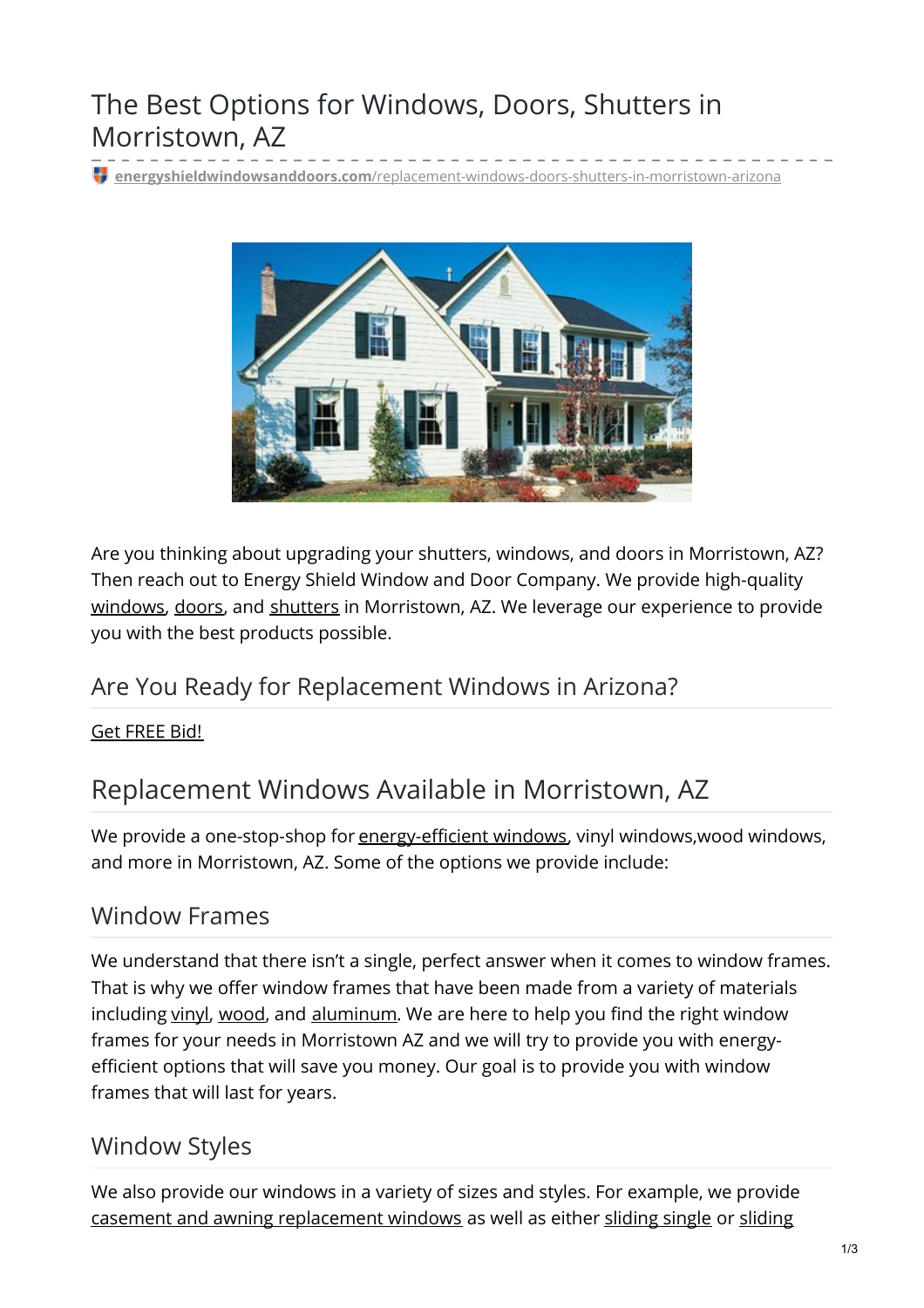# The Best Options for Windows, Doors, Shutters in Morristown, AZ

energyshieldwindowsanddoors.com/replacement-windows-doors-shutters-in-morristown-arizona

Are you thinking about upgrading your shutters, windows, and doors in Morristown, AZ? Then reach out to Energy Shield Window and Door Company. We provide high-quality windows, doors, and shutters in Morristown, AZ. We leverage our experience to provide you with the best products possible.

## Are You Ready for Replacement Windows in Arizona?

Get FREE Bid!

## Replacement Windows Available in Morristown, AZ

We provide a one-stop-shop for energy-efficient windows, vinyl windows,wood windows, and more in Morristown, AZ. Some of the options we provide include:

### Window Frames

We understand that there isn't a single, perfect answer when it comes to window frames. That is why we offer window frames that have been made from a variety of materials including vinyl, wood, and aluminum. We are here to help you find the right window frames for your needs in Morristown AZ and we will try to provide you with energy-efficient options that will save you money. Our goal is to provide you with window frames that will last for years.

### Window Styles

We also provide our windows in a variety of sizes and styles. For example, we provide casement and awning replacement windows as well as either sliding single or sliding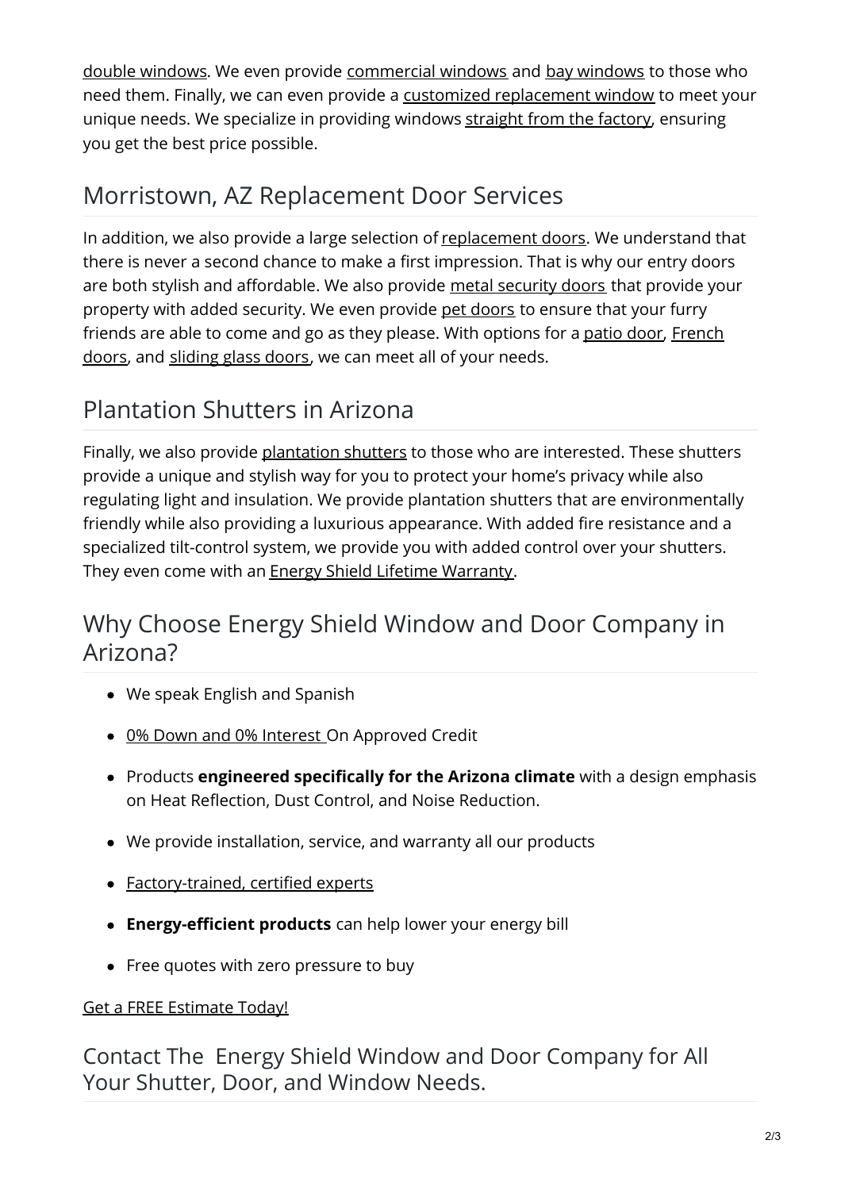double windows. We even provide commercial windows and bay windows to those who need them. Finally, we can even provide a customized replacement window to meet your unique needs. We specialize in providing windows straight from the factory, ensuring you get the best price possible.

## Morristown, AZ Replacement Door Services

In addition, we also provide a large selection of replacement doors. We understand that there is never a second chance to make a first impression. That is why our entry doors are both stylish and affordable. We also provide metal security doors that provide your property with added security. We even provide pet doors to ensure that your furry friends are able to come and go as they please. With options for a patio door, French doors, and sliding glass doors, we can meet all of your needs.

## Plantation Shutters in Arizona

Finally, we also provide plantation shutters to those who are interested. These shutters provide a unique and stylish way for you to protect your home's privacy while also regulating light and insulation. We provide plantation shutters that are environmentally friendly while also providing a luxurious appearance. With added fire resistance and a specialized tilt-control system, we provide you with added control over your shutters. They even come with an Energy Shield Lifetime Warranty.

## Why Choose Energy Shield Window and Door Company in Arizona?

- We speak English and Spanish
- 0% Down and 0% Interest On Approved Credit
- Products **engineered specifically for the Arizona climate** with a design emphasis on Heat Reflection, Dust Control, and Noise Reduction.
- We provide installation, service, and warranty all our products
- Factory-trained, certified experts
- **Energy-efficient products** can help lower your energy bill
- Free quotes with zero pressure to buy

Get a FREE Estimate Today!

## Contact The Energy Shield Window and Door Company for All Your Shutter, Door, and Window Needs.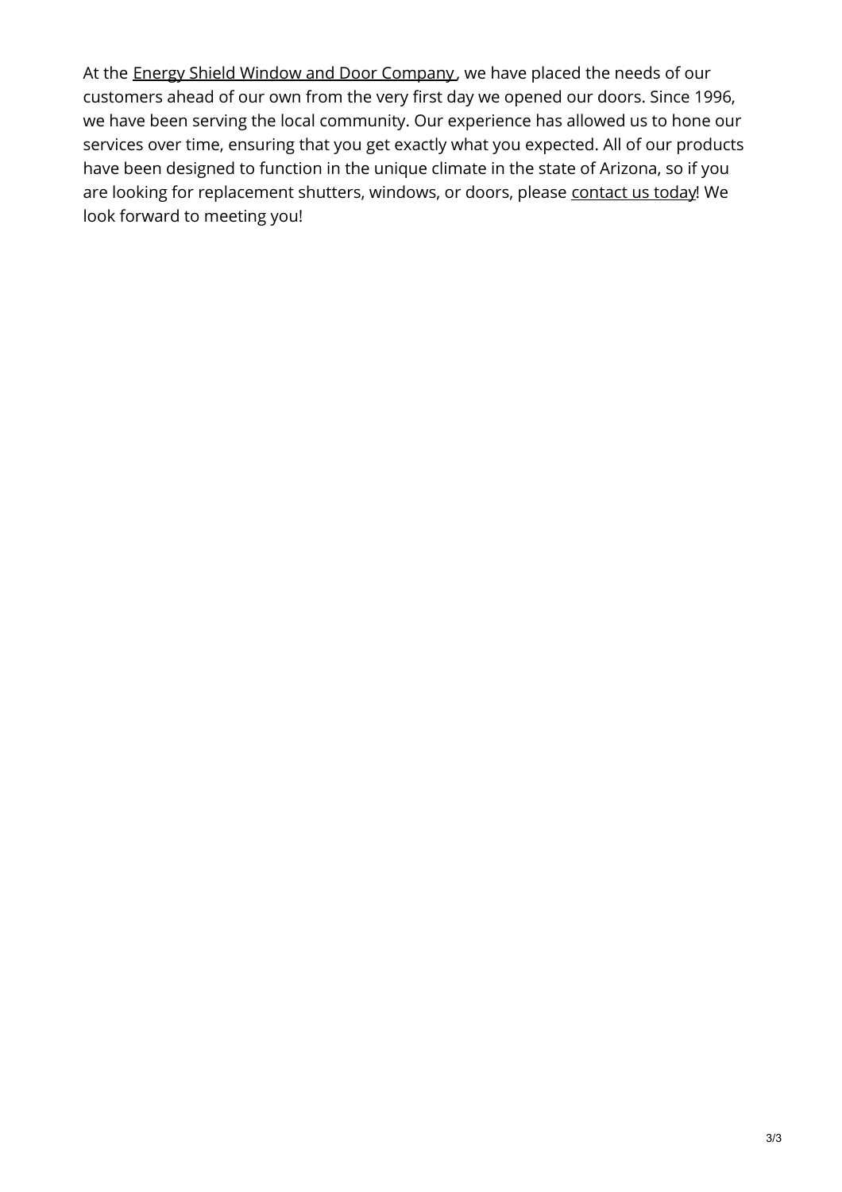At the Energy Shield Window and Door Company , we have placed the needs of our customers ahead of our own from the very first day we opened our doors. Since 1996, we have been serving the local community. Our experience has allowed us to hone our services over time, ensuring that you get exactly what you expected. All of our products have been designed to function in the unique climate in the state of Arizona, so if you are looking for replacement shutters, windows, or doors, please contact us today! We look forward to meeting you!